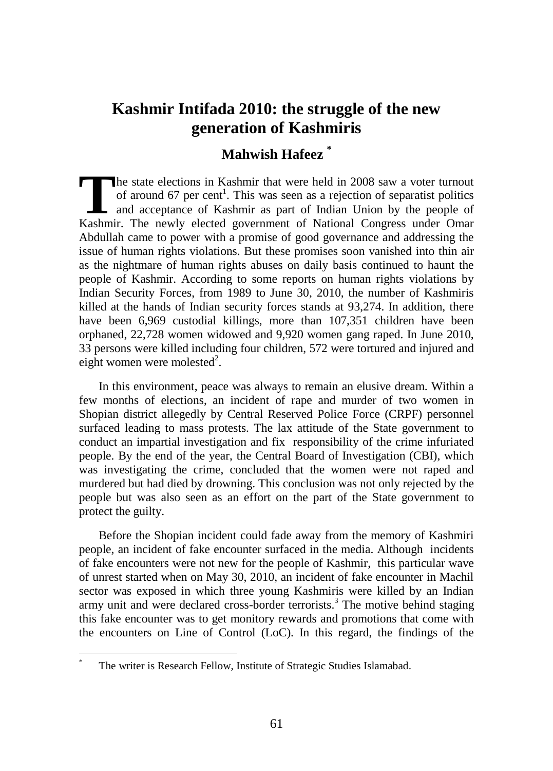# Kashmir Intifada 2010: the struggle of the new generation of Kashmiris

## Mahwish Hafeez [*]

The state elections in Kashmir that were held in 2008 saw a voter turnout of around 67 per cent[1]. This was seen as a rejection of separatist politics and acceptance of Kashmir as part of Indian Union by the people of Kashmir. The newly elected government of National Congress under Omar Abdullah came to power with a promise of good governance and addressing the issue of human rights violations. But these promises soon vanished into thin air as the nightmare of human rights abuses on daily basis continued to haunt the people of Kashmir. According to some reports on human rights violations by Indian Security Forces, from 1989 to June 30, 2010, the number of Kashmiris killed at the hands of Indian security forces stands at 93,274. In addition, there have been 6,969 custodial killings, more than 107,351 children have been orphaned, 22,728 women widowed and 9,920 women gang raped. In June 2010, 33 persons were killed including four children, 572 were tortured and injured and eight women were molested[2].

In this environment, peace was always to remain an elusive dream. Within a few months of elections, an incident of rape and murder of two women in Shopian district allegedly by Central Reserved Police Force (CRPF) personnel surfaced leading to mass protests. The lax attitude of the State government to conduct an impartial investigation and fix responsibility of the crime infuriated people. By the end of the year, the Central Board of Investigation (CBI), which was investigating the crime, concluded that the women were not raped and murdered but had died by drowning. This conclusion was not only rejected by the people but was also seen as an effort on the part of the State government to protect the guilty.

Before the Shopian incident could fade away from the memory of Kashmiri people, an incident of fake encounter surfaced in the media. Although incidents of fake encounters were not new for the people of Kashmir, this particular wave of unrest started when on May 30, 2010, an incident of fake encounter in Machil sector was exposed in which three young Kashmiris were killed by an Indian army unit and were declared cross-border terrorists.[3] The motive behind staging this fake encounter was to get monitory rewards and promotions that come with the encounters on Line of Control (LoC). In this regard, the findings of the

---

[*] The writer is Research Fellow, Institute of Strategic Studies Islamabad.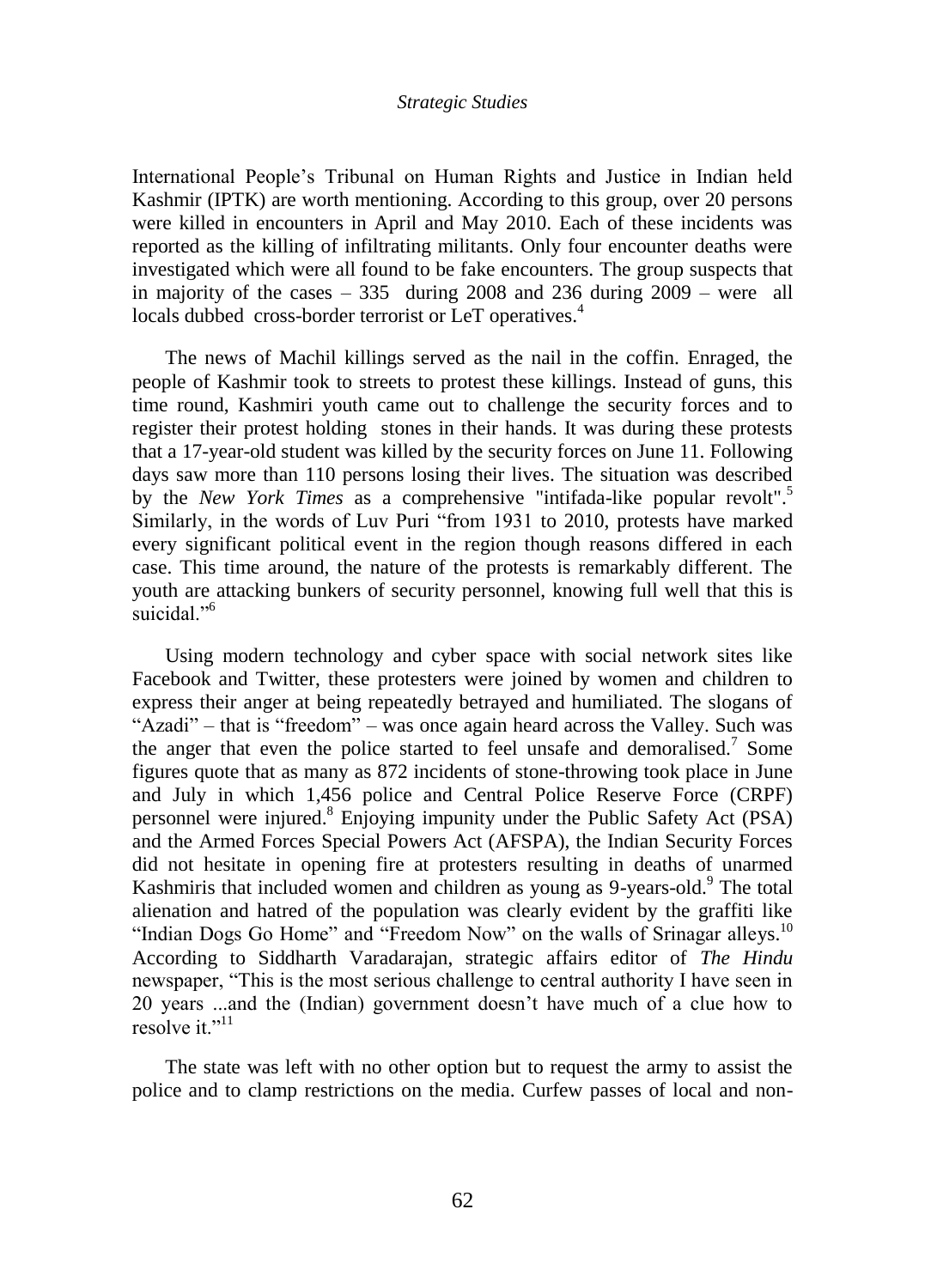International People's Tribunal on Human Rights and Justice in Indian held Kashmir (IPTK) are worth mentioning. According to this group, over 20 persons were killed in encounters in April and May 2010. Each of these incidents was reported as the killing of infiltrating militants. Only four encounter deaths were investigated which were all found to be fake encounters. The group suspects that in majority of the cases – 335 during 2008 and 236 during 2009 – were all locals dubbed cross-border terrorist or LeT operatives.[4]

The news of Machil killings served as the nail in the coffin. Enraged, the people of Kashmir took to streets to protest these killings. Instead of guns, this time round, Kashmiri youth came out to challenge the security forces and to register their protest holding stones in their hands. It was during these protests that a 17-year-old student was killed by the security forces on June 11. Following days saw more than 110 persons losing their lives. The situation was described by the *New York Times* as a comprehensive "intifada-like popular revolt".[5] Similarly, in the words of Luv Puri "from 1931 to 2010, protests have marked every significant political event in the region though reasons differed in each case. This time around, the nature of the protests is remarkably different. The youth are attacking bunkers of security personnel, knowing full well that this is suicidal."[6]

Using modern technology and cyber space with social network sites like Facebook and Twitter, these protesters were joined by women and children to express their anger at being repeatedly betrayed and humiliated. The slogans of "Azadi" – that is "freedom" – was once again heard across the Valley. Such was the anger that even the police started to feel unsafe and demoralised.[7] Some figures quote that as many as 872 incidents of stone-throwing took place in June and July in which 1,456 police and Central Police Reserve Force (CRPF) personnel were injured.[8] Enjoying impunity under the Public Safety Act (PSA) and the Armed Forces Special Powers Act (AFSPA), the Indian Security Forces did not hesitate in opening fire at protesters resulting in deaths of unarmed Kashmiris that included women and children as young as 9-years-old.[9] The total alienation and hatred of the population was clearly evident by the graffiti like "Indian Dogs Go Home" and "Freedom Now" on the walls of Srinagar alleys.[10] According to Siddharth Varadarajan, strategic affairs editor of *The Hindu* newspaper, "This is the most serious challenge to central authority I have seen in 20 years ...and the (Indian) government doesn't have much of a clue how to resolve it."[11]

The state was left with no other option but to request the army to assist the police and to clamp restrictions on the media. Curfew passes of local and non-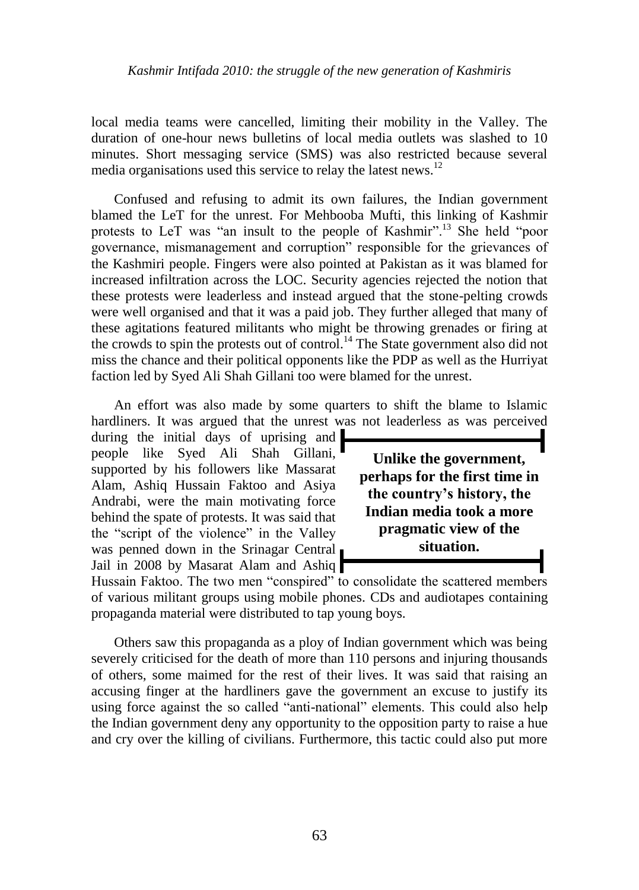local media teams were cancelled, limiting their mobility in the Valley. The duration of one-hour news bulletins of local media outlets was slashed to 10 minutes. Short messaging service (SMS) was also restricted because several media organisations used this service to relay the latest news.[12]

Confused and refusing to admit its own failures, the Indian government blamed the LeT for the unrest. For Mehbooba Mufti, this linking of Kashmir protests to LeT was "an insult to the people of Kashmir".[13] She held "poor governance, mismanagement and corruption" responsible for the grievances of the Kashmiri people. Fingers were also pointed at Pakistan as it was blamed for increased infiltration across the LOC. Security agencies rejected the notion that these protests were leaderless and instead argued that the stone-pelting crowds were well organised and that it was a paid job. They further alleged that many of these agitations featured militants who might be throwing grenades or firing at the crowds to spin the protests out of control.[14] The State government also did not miss the chance and their political opponents like the PDP as well as the Hurriyat faction led by Syed Ali Shah Gillani too were blamed for the unrest.

An effort was also made by some quarters to shift the blame to Islamic hardliners. It was argued that the unrest was not leaderless as was perceived during the initial days of uprising and people like Syed Ali Shah Gillani, supported by his followers like Massarat Alam, Ashiq Hussain Faktoo and Asiya Andrabi, were the main motivating force behind the spate of protests. It was said that the "script of the violence" in the Valley was penned down in the Srinagar Central Jail in 2008 by Masarat Alam and Ashiq Hussain Faktoo. The two men "conspired" to consolidate the scattered members of various militant groups using mobile phones. CDs and audiotapes containing propaganda material were distributed to tap young boys.

**Unlike the government, perhaps for the first time in the country's history, the Indian media took a more pragmatic view of the situation.**

Others saw this propaganda as a ploy of Indian government which was being severely criticised for the death of more than 110 persons and injuring thousands of others, some maimed for the rest of their lives. It was said that raising an accusing finger at the hardliners gave the government an excuse to justify its using force against the so called "anti-national" elements. This could also help the Indian government deny any opportunity to the opposition party to raise a hue and cry over the killing of civilians. Furthermore, this tactic could also put more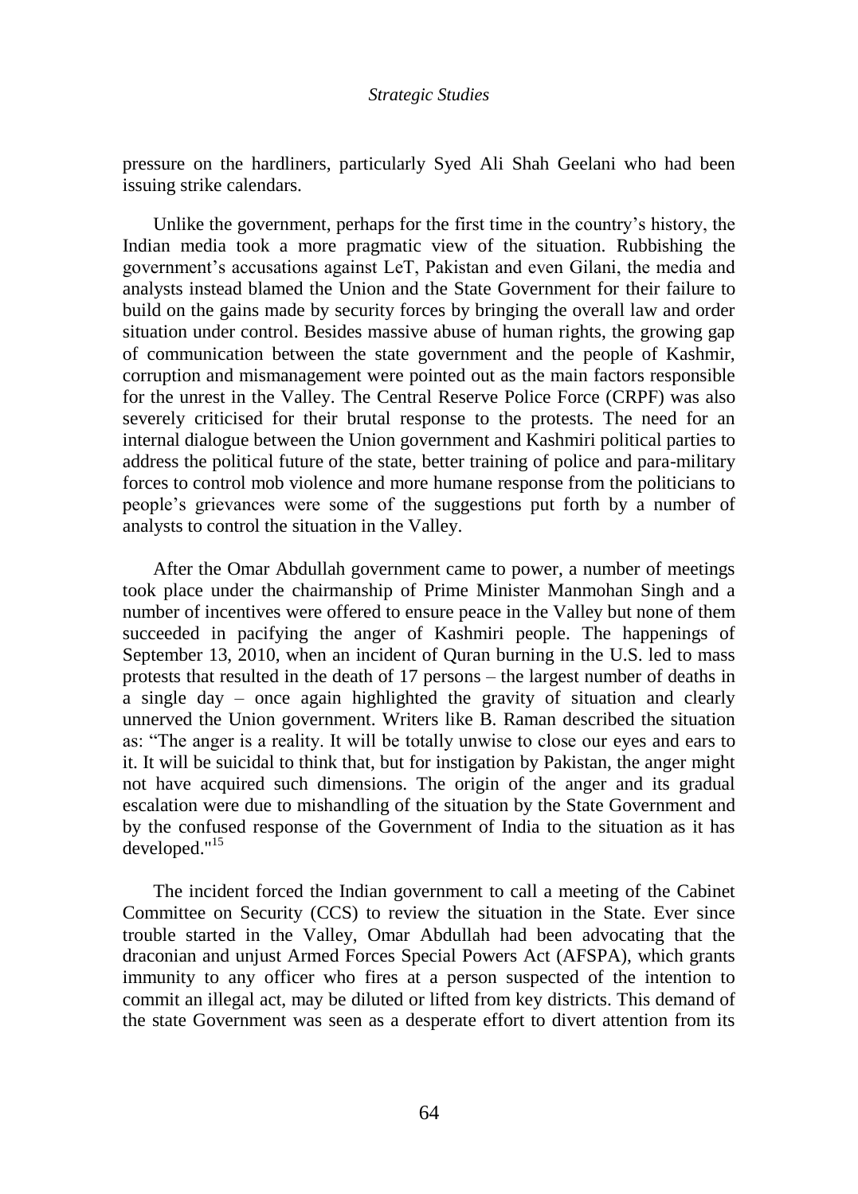pressure on the hardliners, particularly Syed Ali Shah Geelani who had been issuing strike calendars.

Unlike the government, perhaps for the first time in the country's history, the Indian media took a more pragmatic view of the situation. Rubbishing the government's accusations against LeT, Pakistan and even Gilani, the media and analysts instead blamed the Union and the State Government for their failure to build on the gains made by security forces by bringing the overall law and order situation under control. Besides massive abuse of human rights, the growing gap of communication between the state government and the people of Kashmir, corruption and mismanagement were pointed out as the main factors responsible for the unrest in the Valley. The Central Reserve Police Force (CRPF) was also severely criticised for their brutal response to the protests. The need for an internal dialogue between the Union government and Kashmiri political parties to address the political future of the state, better training of police and para-military forces to control mob violence and more humane response from the politicians to people's grievances were some of the suggestions put forth by a number of analysts to control the situation in the Valley.

After the Omar Abdullah government came to power, a number of meetings took place under the chairmanship of Prime Minister Manmohan Singh and a number of incentives were offered to ensure peace in the Valley but none of them succeeded in pacifying the anger of Kashmiri people. The happenings of September 13, 2010, when an incident of Quran burning in the U.S. led to mass protests that resulted in the death of 17 persons – the largest number of deaths in a single day – once again highlighted the gravity of situation and clearly unnerved the Union government. Writers like B. Raman described the situation as: "The anger is a reality. It will be totally unwise to close our eyes and ears to it. It will be suicidal to think that, but for instigation by Pakistan, the anger might not have acquired such dimensions. The origin of the anger and its gradual escalation were due to mishandling of the situation by the State Government and by the confused response of the Government of India to the situation as it has developed."[15]

The incident forced the Indian government to call a meeting of the Cabinet Committee on Security (CCS) to review the situation in the State. Ever since trouble started in the Valley, Omar Abdullah had been advocating that the draconian and unjust Armed Forces Special Powers Act (AFSPA), which grants immunity to any officer who fires at a person suspected of the intention to commit an illegal act, may be diluted or lifted from key districts. This demand of the state Government was seen as a desperate effort to divert attention from its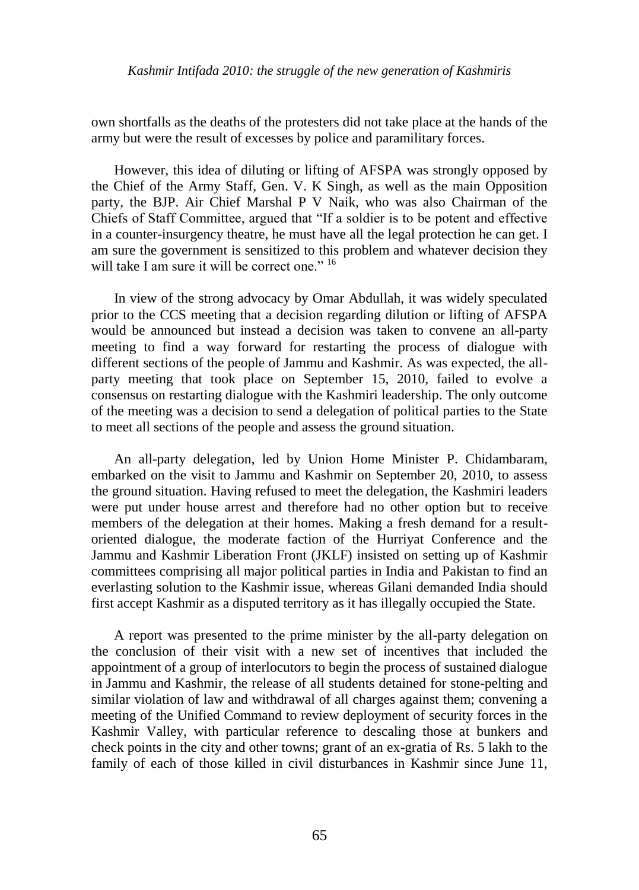own shortfalls as the deaths of the protesters did not take place at the hands of the army but were the result of excesses by police and paramilitary forces.

However, this idea of diluting or lifting of AFSPA was strongly opposed by the Chief of the Army Staff, Gen. V. K Singh, as well as the main Opposition party, the BJP. Air Chief Marshal P V Naik, who was also Chairman of the Chiefs of Staff Committee, argued that "If a soldier is to be potent and effective in a counter-insurgency theatre, he must have all the legal protection he can get. I am sure the government is sensitized to this problem and whatever decision they will take I am sure it will be correct one." [16]

In view of the strong advocacy by Omar Abdullah, it was widely speculated prior to the CCS meeting that a decision regarding dilution or lifting of AFSPA would be announced but instead a decision was taken to convene an all-party meeting to find a way forward for restarting the process of dialogue with different sections of the people of Jammu and Kashmir. As was expected, the all-party meeting that took place on September 15, 2010, failed to evolve a consensus on restarting dialogue with the Kashmiri leadership. The only outcome of the meeting was a decision to send a delegation of political parties to the State to meet all sections of the people and assess the ground situation.

An all-party delegation, led by Union Home Minister P. Chidambaram, embarked on the visit to Jammu and Kashmir on September 20, 2010, to assess the ground situation. Having refused to meet the delegation, the Kashmiri leaders were put under house arrest and therefore had no other option but to receive members of the delegation at their homes. Making a fresh demand for a result-oriented dialogue, the moderate faction of the Hurriyat Conference and the Jammu and Kashmir Liberation Front (JKLF) insisted on setting up of Kashmir committees comprising all major political parties in India and Pakistan to find an everlasting solution to the Kashmir issue, whereas Gilani demanded India should first accept Kashmir as a disputed territory as it has illegally occupied the State.

A report was presented to the prime minister by the all-party delegation on the conclusion of their visit with a new set of incentives that included the appointment of a group of interlocutors to begin the process of sustained dialogue in Jammu and Kashmir, the release of all students detained for stone-pelting and similar violation of law and withdrawal of all charges against them; convening a meeting of the Unified Command to review deployment of security forces in the Kashmir Valley, with particular reference to descaling those at bunkers and check points in the city and other towns; grant of an ex-gratia of Rs. 5 lakh to the family of each of those killed in civil disturbances in Kashmir since June 11,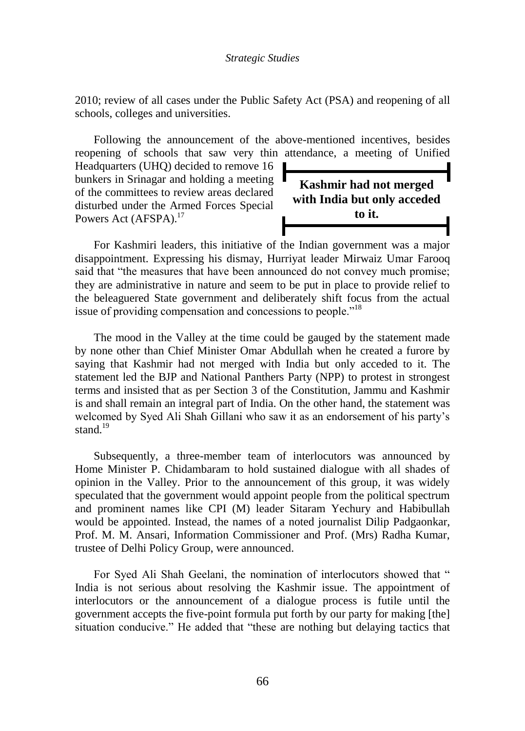2010; review of all cases under the Public Safety Act (PSA) and reopening of all schools, colleges and universities.

Following the announcement of the above-mentioned incentives, besides reopening of schools that saw very thin attendance, a meeting of Unified Headquarters (UHQ) decided to remove 16 bunkers in Srinagar and holding a meeting of the committees to review areas declared disturbed under the Armed Forces Special Powers Act (AFSPA).[17]

**Kashmir had not merged with India but only acceded to it.**

For Kashmiri leaders, this initiative of the Indian government was a major disappointment. Expressing his dismay, Hurriyat leader Mirwaiz Umar Farooq said that "the measures that have been announced do not convey much promise; they are administrative in nature and seem to be put in place to provide relief to the beleaguered State government and deliberately shift focus from the actual issue of providing compensation and concessions to people."[18]

The mood in the Valley at the time could be gauged by the statement made by none other than Chief Minister Omar Abdullah when he created a furore by saying that Kashmir had not merged with India but only acceded to it. The statement led the BJP and National Panthers Party (NPP) to protest in strongest terms and insisted that as per Section 3 of the Constitution, Jammu and Kashmir is and shall remain an integral part of India. On the other hand, the statement was welcomed by Syed Ali Shah Gillani who saw it as an endorsement of his party's stand.[19]

Subsequently, a three-member team of interlocutors was announced by Home Minister P. Chidambaram to hold sustained dialogue with all shades of opinion in the Valley. Prior to the announcement of this group, it was widely speculated that the government would appoint people from the political spectrum and prominent names like CPI (M) leader Sitaram Yechury and Habibullah would be appointed. Instead, the names of a noted journalist Dilip Padgaonkar, Prof. M. M. Ansari, Information Commissioner and Prof. (Mrs) Radha Kumar, trustee of Delhi Policy Group, were announced.

For Syed Ali Shah Geelani, the nomination of interlocutors showed that " India is not serious about resolving the Kashmir issue. The appointment of interlocutors or the announcement of a dialogue process is futile until the government accepts the five-point formula put forth by our party for making [the] situation conducive." He added that "these are nothing but delaying tactics that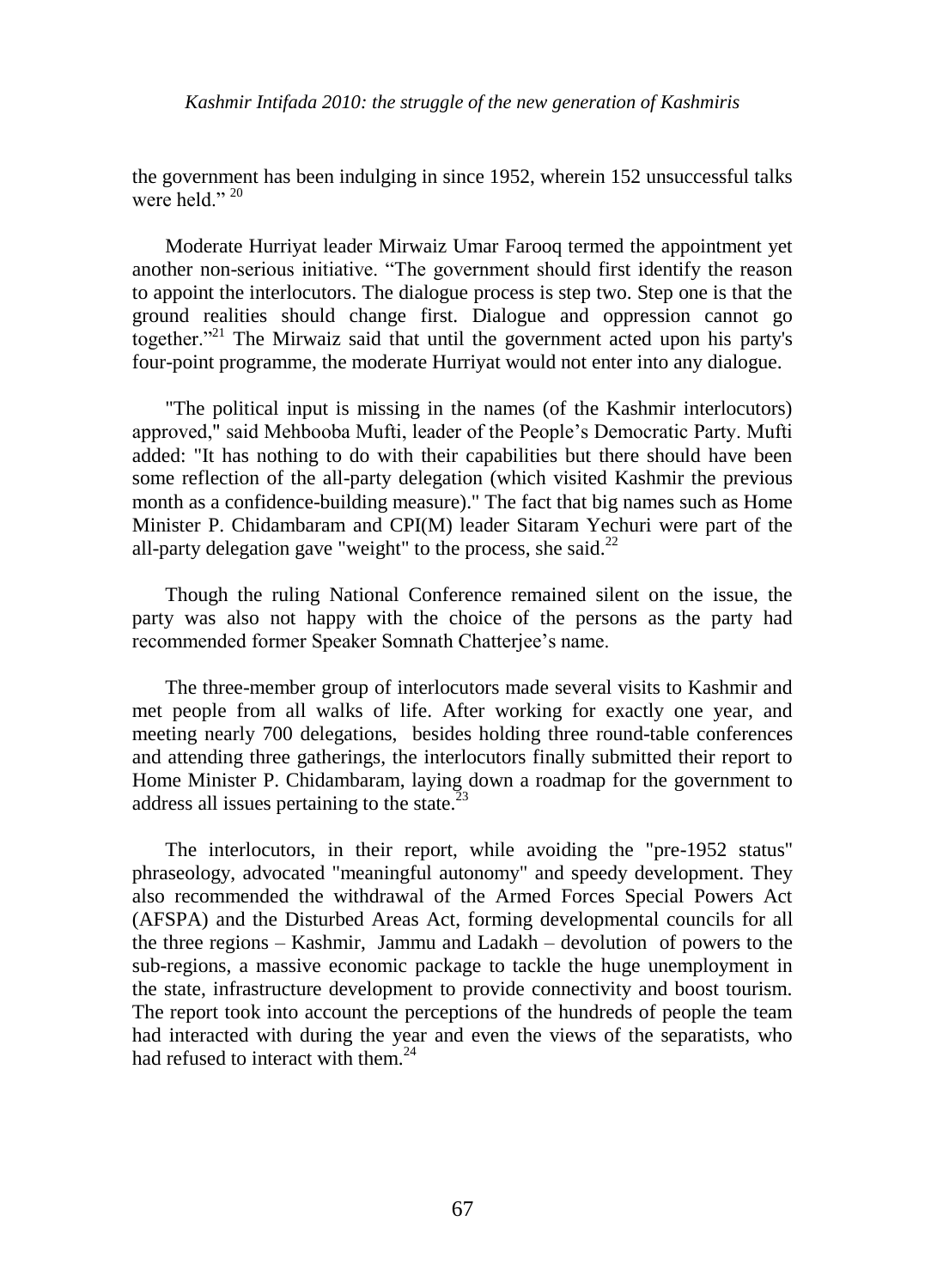the government has been indulging in since 1952, wherein 152 unsuccessful talks were held." [20]

Moderate Hurriyat leader Mirwaiz Umar Farooq termed the appointment yet another non-serious initiative. "The government should first identify the reason to appoint the interlocutors. The dialogue process is step two. Step one is that the ground realities should change first. Dialogue and oppression cannot go together."[21] The Mirwaiz said that until the government acted upon his party's four-point programme, the moderate Hurriyat would not enter into any dialogue.

"The political input is missing in the names (of the Kashmir interlocutors) approved," said Mehbooba Mufti, leader of the People's Democratic Party. Mufti added: "It has nothing to do with their capabilities but there should have been some reflection of the all-party delegation (which visited Kashmir the previous month as a confidence-building measure)." The fact that big names such as Home Minister P. Chidambaram and CPI(M) leader Sitaram Yechuri were part of the all-party delegation gave "weight" to the process, she said.[22]

Though the ruling National Conference remained silent on the issue, the party was also not happy with the choice of the persons as the party had recommended former Speaker Somnath Chatterjee's name.

The three-member group of interlocutors made several visits to Kashmir and met people from all walks of life. After working for exactly one year, and meeting nearly 700 delegations, besides holding three round-table conferences and attending three gatherings, the interlocutors finally submitted their report to Home Minister P. Chidambaram, laying down a roadmap for the government to address all issues pertaining to the state.[23]

The interlocutors, in their report, while avoiding the "pre-1952 status" phraseology, advocated "meaningful autonomy" and speedy development. They also recommended the withdrawal of the Armed Forces Special Powers Act (AFSPA) and the Disturbed Areas Act, forming developmental councils for all the three regions – Kashmir, Jammu and Ladakh – devolution of powers to the sub-regions, a massive economic package to tackle the huge unemployment in the state, infrastructure development to provide connectivity and boost tourism. The report took into account the perceptions of the hundreds of people the team had interacted with during the year and even the views of the separatists, who had refused to interact with them.[24]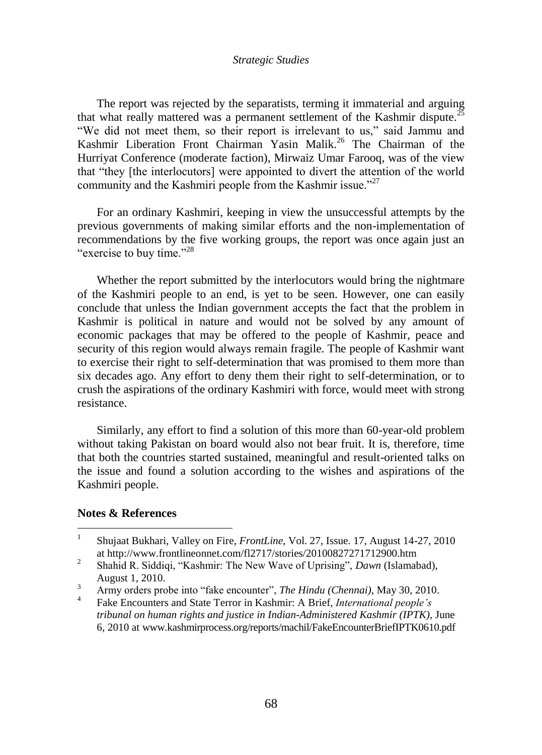The report was rejected by the separatists, terming it immaterial and arguing that what really mattered was a permanent settlement of the Kashmir dispute.[25] "We did not meet them, so their report is irrelevant to us," said Jammu and Kashmir Liberation Front Chairman Yasin Malik.[26] The Chairman of the Hurriyat Conference (moderate faction), Mirwaiz Umar Farooq, was of the view that "they [the interlocutors] were appointed to divert the attention of the world community and the Kashmiri people from the Kashmir issue."[27]

For an ordinary Kashmiri, keeping in view the unsuccessful attempts by the previous governments of making similar efforts and the non-implementation of recommendations by the five working groups, the report was once again just an "exercise to buy time."[28]

Whether the report submitted by the interlocutors would bring the nightmare of the Kashmiri people to an end, is yet to be seen. However, one can easily conclude that unless the Indian government accepts the fact that the problem in Kashmir is political in nature and would not be solved by any amount of economic packages that may be offered to the people of Kashmir, peace and security of this region would always remain fragile. The people of Kashmir want to exercise their right to self-determination that was promised to them more than six decades ago. Any effort to deny them their right to self-determination, or to crush the aspirations of the ordinary Kashmiri with force, would meet with strong resistance.

Similarly, any effort to find a solution of this more than 60-year-old problem without taking Pakistan on board would also not bear fruit. It is, therefore, time that both the countries started sustained, meaningful and result-oriented talks on the issue and found a solution according to the wishes and aspirations of the Kashmiri people.

**Notes & References**

1. Shujaat Bukhari, Valley on Fire, *FrontLine*, Vol. 27, Issue. 17, August 14-27, 2010 at http://www.frontlineonnet.com/fl2717/stories/20100827271712900.htm
2. Shahid R. Siddiqi, "Kashmir: The New Wave of Uprising", *Dawn* (Islamabad), August 1, 2010.
3. Army orders probe into "fake encounter", *The Hindu (Chennai)*, May 30, 2010.
4. Fake Encounters and State Terror in Kashmir: A Brief, *International people's tribunal on human rights and justice in Indian-Administered Kashmir (IPTK)*, June 6, 2010 at www.kashmirprocess.org/reports/machil/FakeEncounterBriefIPTK0610.pdf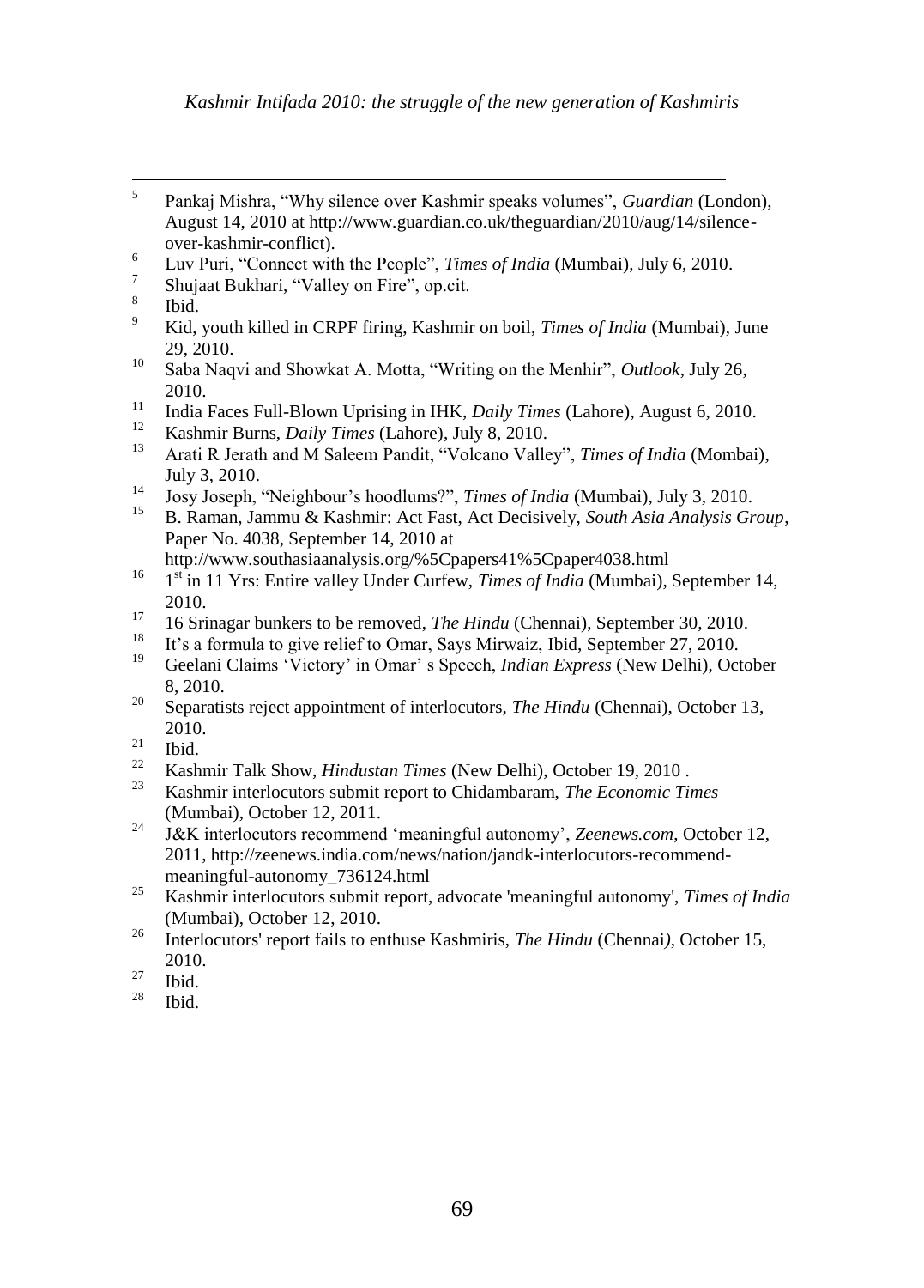[5] Pankaj Mishra, "Why silence over Kashmir speaks volumes", *Guardian* (London), August 14, 2010 at http://www.guardian.co.uk/theguardian/2010/aug/14/silence-over-kashmir-conflict).

[6] Luv Puri, "Connect with the People", *Times of India* (Mumbai), July 6, 2010.

[7] Shujaat Bukhari, "Valley on Fire", op.cit.

[8] Ibid.

[9] Kid, youth killed in CRPF firing, Kashmir on boil, *Times of India* (Mumbai), June 29, 2010.

[10] Saba Naqvi and Showkat A. Motta, "Writing on the Menhir", *Outlook*, July 26, 2010.

[11] India Faces Full-Blown Uprising in IHK, *Daily Times* (Lahore), August 6, 2010.

[12] Kashmir Burns, *Daily Times* (Lahore), July 8, 2010.

[13] Arati R Jerath and M Saleem Pandit, "Volcano Valley", *Times of India* (Mombai), July 3, 2010.

[14] Josy Joseph, "Neighbour's hoodlums?", *Times of India* (Mumbai), July 3, 2010.

[15] B. Raman, Jammu & Kashmir: Act Fast, Act Decisively, *South Asia Analysis Group*, Paper No. 4038, September 14, 2010 at http://www.southasiaanalysis.org/%5Cpapers41%5Cpaper4038.html

[16] 1st in 11 Yrs: Entire valley Under Curfew, *Times of India* (Mumbai), September 14, 2010.

[17] 16 Srinagar bunkers to be removed, *The Hindu* (Chennai), September 30, 2010.

[18] It's a formula to give relief to Omar, Says Mirwaiz, Ibid, September 27, 2010.

[19] Geelani Claims 'Victory' in Omar' s Speech, *Indian Express* (New Delhi), October 8, 2010.

[20] Separatists reject appointment of interlocutors, *The Hindu* (Chennai), October 13, 2010.

[21] Ibid.

[22] Kashmir Talk Show, *Hindustan Times* (New Delhi), October 19, 2010 .

[23] Kashmir interlocutors submit report to Chidambaram, *The Economic Times* (Mumbai), October 12, 2011.

[24] J&K interlocutors recommend 'meaningful autonomy', *Zeenews.com*, October 12, 2011, http://zeenews.india.com/news/nation/jandk-interlocutors-recommend-meaningful-autonomy_736124.html

[25] Kashmir interlocutors submit report, advocate 'meaningful autonomy', *Times of India* (Mumbai), October 12, 2010.

[26] Interlocutors' report fails to enthuse Kashmiris, *The Hindu* (Chennai), October 15, 2010.

[27] Ibid.

[28] Ibid.